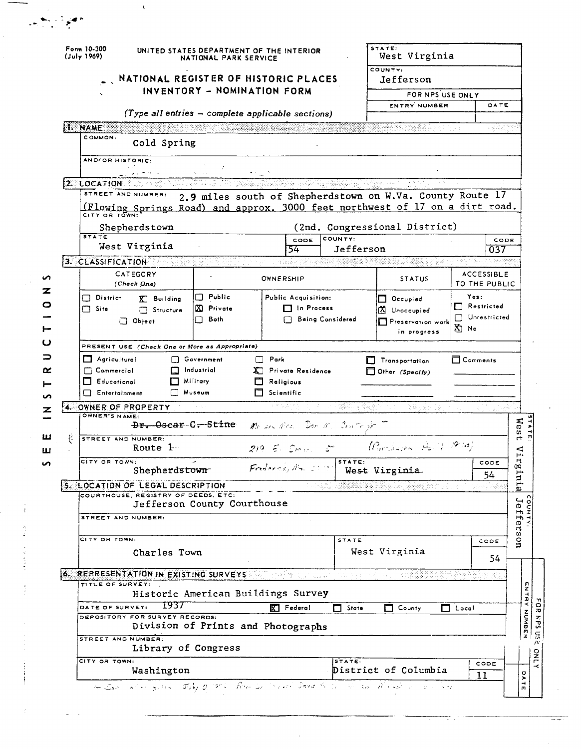Form 10-300 (July 1969)

UNITED STATES DEPARTMENT OF THE INTERIOR
NATIONAL PARK SERVICE

# NATIONAL REGISTER OF HISTORIC PLACES INVENTORY - NOMINATION FORM

*(Type all entries – complete applicable sections)*

| STATE: | West Virginia |
|---|---|
| COUNTY: | Jefferson |
| FOR NPS USE ONLY | |
| ENTRY NUMBER | DATE |
| | |

## 1. NAME

COMMON: Cold Spring

AND/OR HISTORIC:

## 2. LOCATION

STREET AND NUMBER: 2.9 miles south of Shepherdstown on W.Va. County Route 17 (Flowing Springs Road) and approx. 3000 feet northwest of 17 on a dirt road.

CITY OR TOWN: Shepherdstown (2nd. Congressional District)

| STATE | CODE | COUNTY: | CODE |
|---|---|---|---|
| West Virginia | 54 | Jefferson | 037 |

## 3. CLASSIFICATION

| CATEGORY (Check One) | OWNERSHIP | | STATUS | ACCESSIBLE TO THE PUBLIC |
|---|---|---|---|---|
| ☐ District ☒ Building ☐ Site ☐ Structure ☐ Object | ☐ Public ☒ Private ☐ Both | Public Acquisition: ☐ In Process ☐ Being Considered | ☐ Occupied ☒ Unoccupied ☐ Preservation work in progress | Yes: ☐ Restricted ☐ Unrestricted ☒ No |

PRESENT USE (Check One or More as Appropriate)

| | | | | |
|---|---|---|---|---|
| ☐ Agricultural | ☐ Government | ☐ Park | ☐ Transportation | ☐ Comments |
| ☐ Commercial | ☐ Industrial | ☒ Private Residence | ☐ Other (Specify) | |
| ☐ Educational | ☐ Military | ☐ Religious | | |
| ☐ Entertainment | ☐ Museum | ☐ Scientific | | |

SEE INSTRUCTIONS

## 4. OWNER OF PROPERTY

OWNER'S NAME: ~~Dr. Oscar C. Stine~~ Mr. and Mrs. Don M. Stuart Jr.

STREET AND NUMBER: ~~Route 1~~ 219 E. ... St. (Purchased April 1974)

| CITY OR TOWN: | STATE: | CODE |
|---|---|---|
| ~~Shepherdstown~~ Frederick, Md. | West Virginia | 54 |

## 5. LOCATION OF LEGAL DESCRIPTION

COURTHOUSE, REGISTRY OF DEEDS, ETC: Jefferson County Courthouse

STREET AND NUMBER:

| CITY OR TOWN: | STATE | CODE |
|---|---|---|
| Charles Town | West Virginia | 54 |

STATE: West Virginia
COUNTY: Jefferson

## 6. REPRESENTATION IN EXISTING SURVEYS

TITLE OF SURVEY: Historic American Buildings Survey

DATE OF SURVEY: 1937 ☒ Federal ☐ State ☐ County ☐ Local

DEPOSITORY FOR SURVEY RECORDS: Division of Prints and Photographs

STREET AND NUMBER: Library of Congress

| CITY OR TOWN: | STATE: | CODE |
|---|---|---|
| Washington | District of Columbia | 11 |

FOR NPS USE ONLY — ENTRY NUMBER — DATE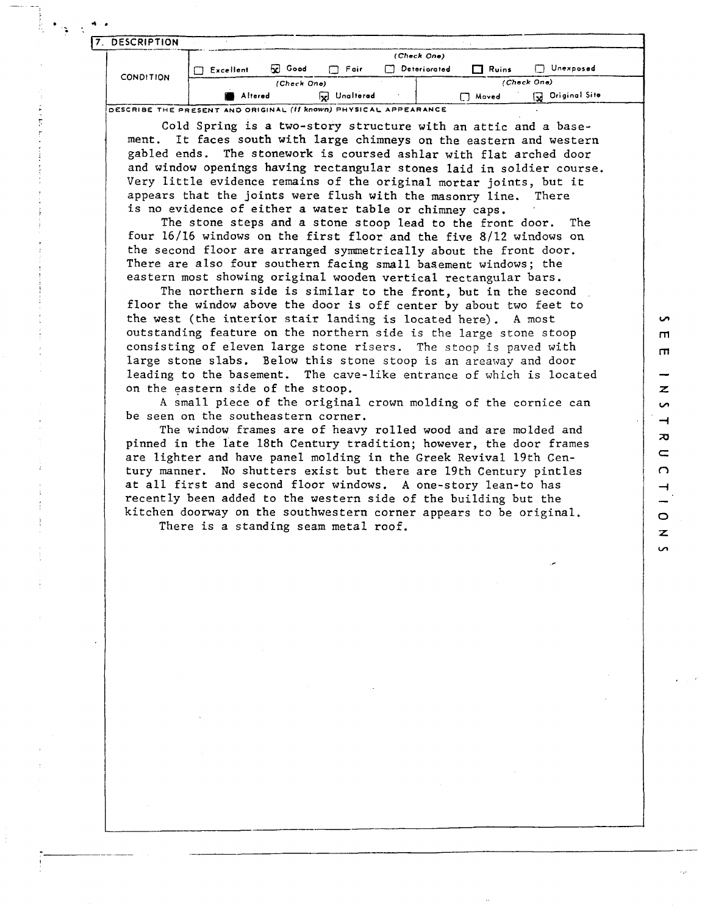## 7. DESCRIPTION

| CONDITION | (Check One) | | | | | |
|---|---|---|---|---|---|---|
| | ☐ Excellent | ☒ Good | ☐ Fair | ☐ Deteriorated | ☐ Ruins | ☐ Unexposed |
| | (Check One) | | | (Check One) | | |
| | ■ Altered | ☒ Unaltered | | ☐ Moved | ☒ Original Site | |

DESCRIBE THE PRESENT AND ORIGINAL *(if known)* PHYSICAL APPEARANCE

Cold Spring is a two-story structure with an attic and a basement. It faces south with large chimneys on the eastern and western gabled ends. The stonework is coursed ashlar with flat arched door and window openings having rectangular stones laid in soldier course. Very little evidence remains of the original mortar joints, but it appears that the joints were flush with the masonry line. There is no evidence of either a water table or chimney caps.

The stone steps and a stone stoop lead to the front door. The four 16/16 windows on the first floor and the five 8/12 windows on the second floor are arranged symmetrically about the front door. There are also four southern facing small basement windows; the eastern most showing original wooden vertical rectangular bars.

The northern side is similar to the front, but in the second floor the window above the door is off center by about two feet to the west (the interior stair landing is located here). A most outstanding feature on the northern side is the large stone stoop consisting of eleven large stone risers. The stoop is paved with large stone slabs. Below this stone stoop is an areaway and door leading to the basement. The cave-like entrance of which is located on the eastern side of the stoop.

A small piece of the original crown molding of the cornice can be seen on the southeastern corner.

The window frames are of heavy rolled wood and are molded and pinned in the late 18th Century tradition; however, the door frames are lighter and have panel molding in the Greek Revival 19th Century manner. No shutters exist but there are 19th Century pintles at all first and second floor windows. A one-story lean-to has recently been added to the western side of the building but the kitchen doorway on the southwestern corner appears to be original.

There is a standing seam metal roof.

SEE INSTRUCTIONS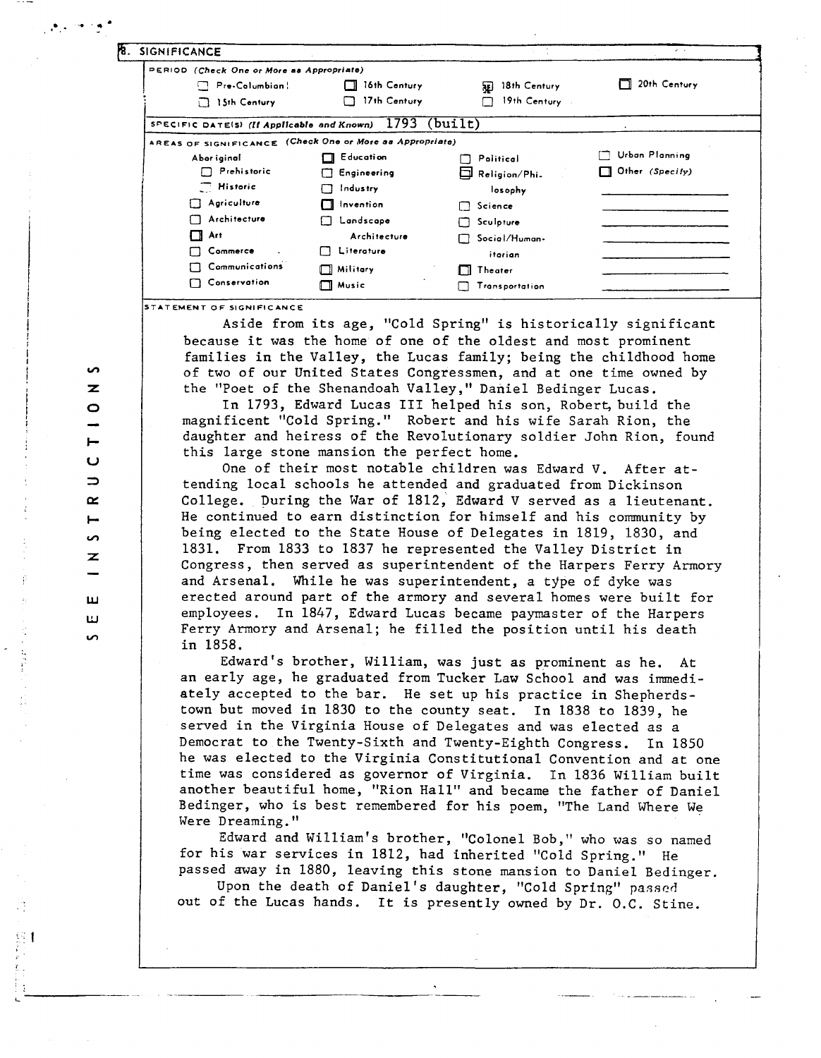## 8. SIGNIFICANCE

**PERIOD** *(Check One or More as Appropriate)*

- [ ] Pre-Columbian
- [ ] 15th Century
- [ ] 16th Century
- [ ] 17th Century
- [x] 18th Century
- [ ] 19th Century
- [ ] 20th Century

**SPECIFIC DATE(S)** *(If Applicable and Known)* 1793 (built)

**AREAS OF SIGNIFICANCE** *(Check One or More as Appropriate)*

- Aboriginal
  - [ ] Prehistoric
  - [ ] Historic
- [ ] Agriculture
- [ ] Architecture
- [ ] Art
- [ ] Commerce
- [ ] Communications
- [ ] Conservation
- [ ] Education
- [ ] Engineering
- [ ] Industry
- [ ] Invention
- [ ] Landscape Architecture
- [ ] Literature
- [ ] Military
- [ ] Music
- [ ] Political
- [x] Religion/Philosophy
- [ ] Science
- [ ] Sculpture
- [ ] Social/Humanitarian
- [ ] Theater
- [ ] Transportation
- [ ] Urban Planning
- [ ] Other *(Specify)*

**STATEMENT OF SIGNIFICANCE**

Aside from its age, "Cold Spring" is historically significant because it was the home of one of the oldest and most prominent families in the Valley, the Lucas family; being the childhood home of two of our United States Congressmen, and at one time owned by the "Poet of the Shenandoah Valley," Daniel Bedinger Lucas.

In 1793, Edward Lucas III helped his son, Robert, build the magnificent "Cold Spring." Robert and his wife Sarah Rion, the daughter and heiress of the Revolutionary soldier John Rion, found this large stone mansion the perfect home.

One of their most notable children was Edward V. After attending local schools he attended and graduated from Dickinson College. During the War of 1812, Edward V served as a lieutenant. He continued to earn distinction for himself and his community by being elected to the State House of Delegates in 1819, 1830, and 1831. From 1833 to 1837 he represented the Valley District in Congress, then served as superintendent of the Harpers Ferry Armory and Arsenal. While he was superintendent, a type of dyke was erected around part of the armory and several homes were built for employees. In 1847, Edward Lucas became paymaster of the Harpers Ferry Armory and Arsenal; he filled the position until his death in 1858.

Edward's brother, William, was just as prominent as he. At an early age, he graduated from Tucker Law School and was immediately accepted to the bar. He set up his practice in Shepherdstown but moved in 1830 to the county seat. In 1838 to 1839, he served in the Virginia House of Delegates and was elected as a Democrat to the Twenty-Sixth and Twenty-Eighth Congress. In 1850 he was elected to the Virginia Constitutional Convention and at one time was considered as governor of Virginia. In 1836 William built another beautiful home, "Rion Hall" and became the father of Daniel Bedinger, who is best remembered for his poem, "The Land Where We Were Dreaming."

Edward and William's brother, "Colonel Bob," who was so named for his war services in 1812, had inherited "Cold Spring." He passed away in 1880, leaving this stone mansion to Daniel Bedinger.

Upon the death of Daniel's daughter, "Cold Spring" passed out of the Lucas hands. It is presently owned by Dr. O.C. Stine.

SEE INSTRUCTIONS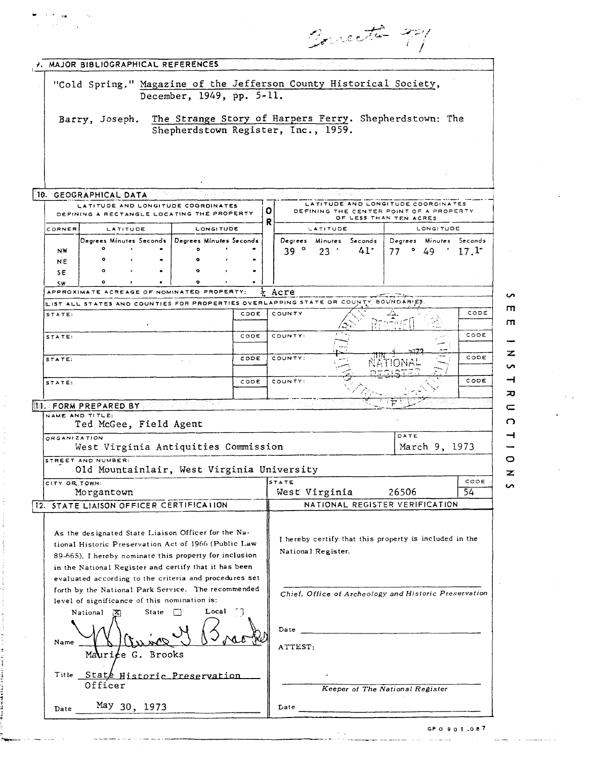Corrected 7/4

## 9. MAJOR BIBLIOGRAPHICAL REFERENCES

"Cold Spring." Magazine of the Jefferson County Historical Society, December, 1949, pp. 5-11.

Barry, Joseph. The Strange Story of Harpers Ferry. Shepherdstown: The Shepherdstown Register, Inc., 1959.

## 10. GEOGRAPHICAL DATA

| LATITUDE AND LONGITUDE COORDINATES DEFINING A RECTANGLE LOCATING THE PROPERTY | | | OR | LATITUDE AND LONGITUDE COORDINATES DEFINING THE CENTER POINT OF A PROPERTY OF LESS THAN TEN ACRES | |
|---|---|---|---|---|---|
| CORNER | LATITUDE | LONGITUDE | | LATITUDE | LONGITUDE |
| | Degrees Minutes Seconds | Degrees Minutes Seconds | | Degrees Minutes Seconds | Degrees Minutes Seconds |
| NW | ° ' " | ° ' " | | 39 ° 23 ' 41" | 77 ° 49 ' 17.1" |
| NE | ° ' " | ° ' " | | | |
| SE | ° ' " | ° ' " | | | |
| SW | ° ' " | ° ' " | | | |

APPROXIMATE ACREAGE OF NOMINATED PROPERTY: ½ Acre

LIST ALL STATES AND COUNTIES FOR PROPERTIES OVERLAPPING STATE OR COUNTY BOUNDARIES

| STATE: | CODE | COUNTY: | CODE |
|---|---|---|---|
| STATE: | CODE | COUNTY: | CODE |
| STATE: | CODE | COUNTY: | CODE |
| STATE: | CODE | COUNTY: | CODE |

RECEIVED JUN 1 1973 NATIONAL REGISTER

## 11. FORM PREPARED BY

NAME AND TITLE:
Ted McGee, Field Agent

ORGANIZATION: West Virginia Antiquities Commission

DATE: March 9, 1973

STREET AND NUMBER: Old Mountainlair, West Virginia University

CITY OR TOWN: Morgantown

STATE: West Virginia 26506

CODE: 54

## 12. STATE LIAISON OFFICER CERTIFICATION

As the designated State Liaison Officer for the National Historic Preservation Act of 1966 (Public Law 89-665), I hereby nominate this property for inclusion in the National Register and certify that it has been evaluated according to the criteria and procedures set forth by the National Park Service. The recommended level of significance of this nomination is:

National [X] State [ ] Local [ ]

Name: Maurice G. Brooks

Title: State Historic Preservation Officer

Date: May 30, 1973

## NATIONAL REGISTER VERIFICATION

I hereby certify that this property is included in the National Register.

*Chief, Office of Archeology and Historic Preservation*

Date

ATTEST:

*Keeper of The National Register*

Date

SEE INSTRUCTIONS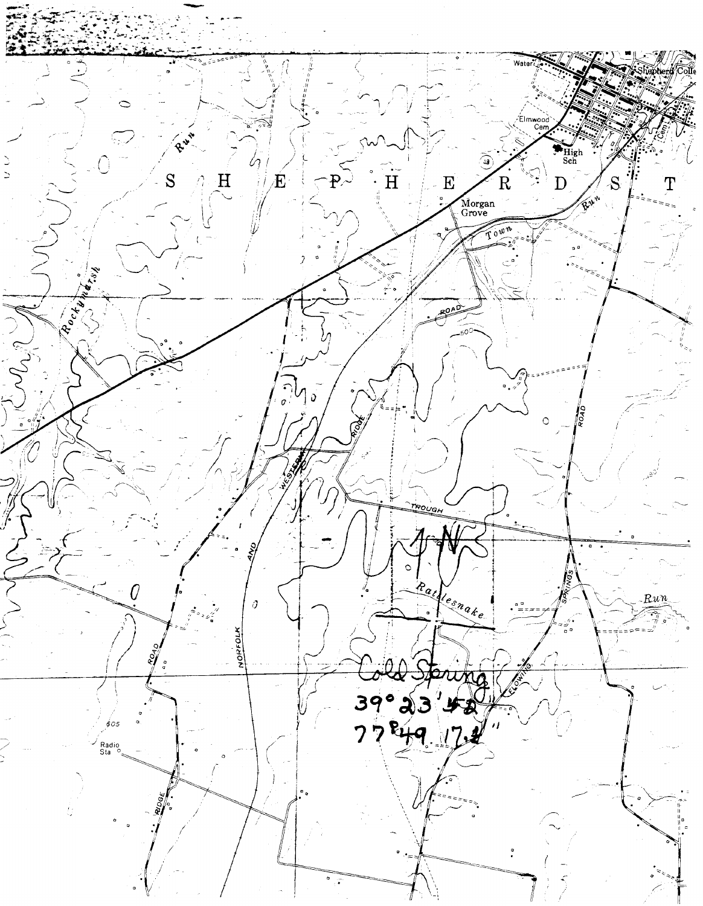Cold Spring

39° 23' 52"

77° 49' 17.2"